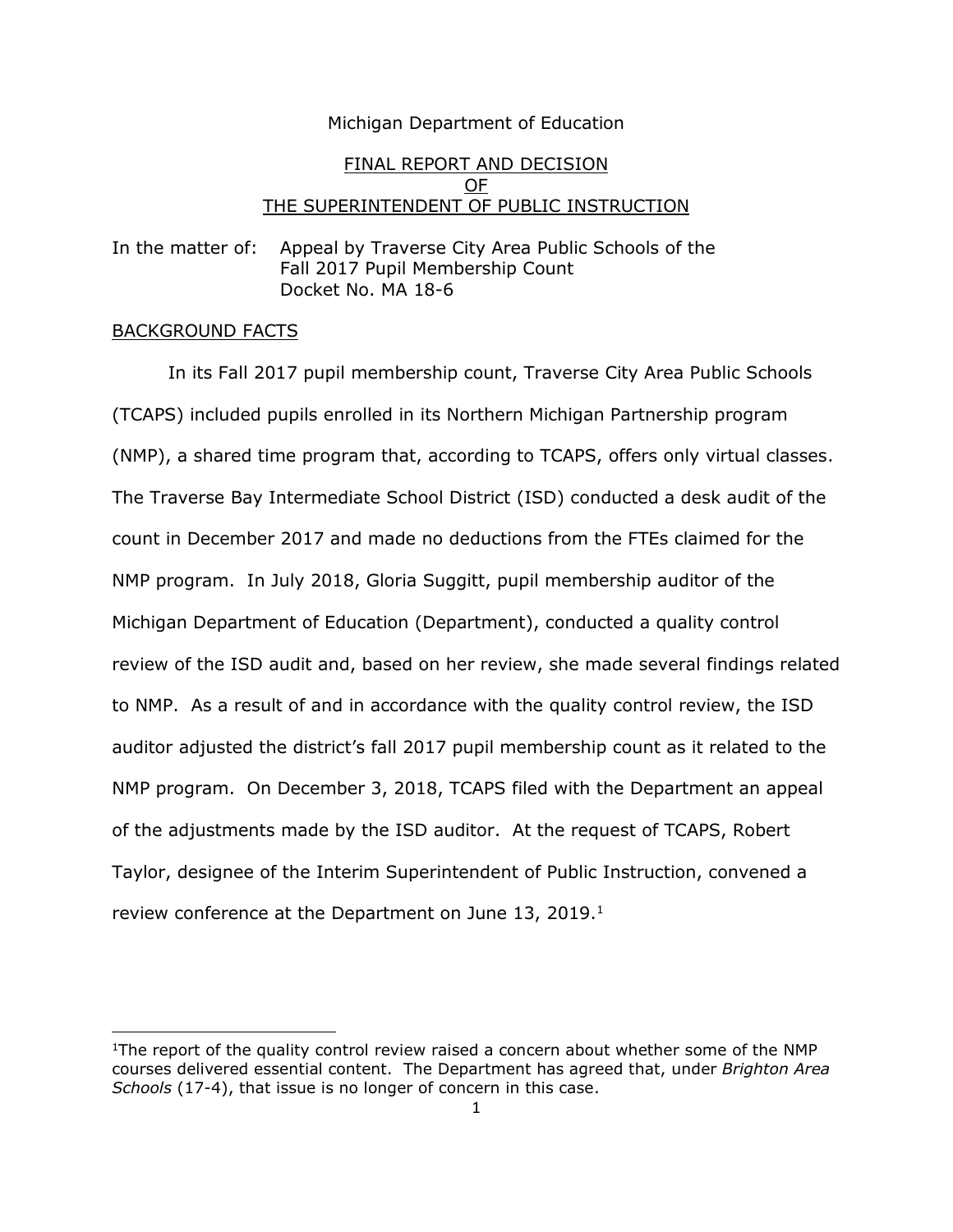Michigan Department of Education

FINAL REPORT AND DECISION
OF
THE SUPERINTENDENT OF PUBLIC INSTRUCTION

In the matter of: Appeal by Traverse City Area Public Schools of the Fall 2017 Pupil Membership Count
Docket No. MA 18-6

## BACKGROUND FACTS

In its Fall 2017 pupil membership count, Traverse City Area Public Schools (TCAPS) included pupils enrolled in its Northern Michigan Partnership program (NMP), a shared time program that, according to TCAPS, offers only virtual classes. The Traverse Bay Intermediate School District (ISD) conducted a desk audit of the count in December 2017 and made no deductions from the FTEs claimed for the NMP program. In July 2018, Gloria Suggitt, pupil membership auditor of the Michigan Department of Education (Department), conducted a quality control review of the ISD audit and, based on her review, she made several findings related to NMP. As a result of and in accordance with the quality control review, the ISD auditor adjusted the district's fall 2017 pupil membership count as it related to the NMP program. On December 3, 2018, TCAPS filed with the Department an appeal of the adjustments made by the ISD auditor. At the request of TCAPS, Robert Taylor, designee of the Interim Superintendent of Public Instruction, convened a review conference at the Department on June 13, 2019.[1]

[1]The report of the quality control review raised a concern about whether some of the NMP courses delivered essential content. The Department has agreed that, under *Brighton Area Schools* (17-4), that issue is no longer of concern in this case.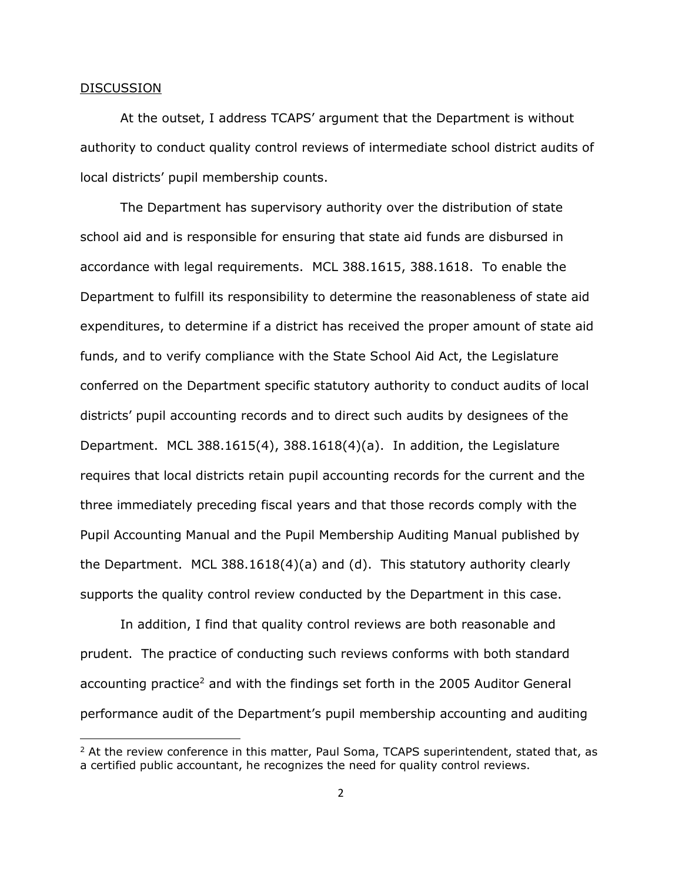DISCUSSION

At the outset, I address TCAPS' argument that the Department is without authority to conduct quality control reviews of intermediate school district audits of local districts' pupil membership counts.

The Department has supervisory authority over the distribution of state school aid and is responsible for ensuring that state aid funds are disbursed in accordance with legal requirements. MCL 388.1615, 388.1618. To enable the Department to fulfill its responsibility to determine the reasonableness of state aid expenditures, to determine if a district has received the proper amount of state aid funds, and to verify compliance with the State School Aid Act, the Legislature conferred on the Department specific statutory authority to conduct audits of local districts' pupil accounting records and to direct such audits by designees of the Department. MCL 388.1615(4), 388.1618(4)(a). In addition, the Legislature requires that local districts retain pupil accounting records for the current and the three immediately preceding fiscal years and that those records comply with the Pupil Accounting Manual and the Pupil Membership Auditing Manual published by the Department. MCL 388.1618(4)(a) and (d). This statutory authority clearly supports the quality control review conducted by the Department in this case.

In addition, I find that quality control reviews are both reasonable and prudent. The practice of conducting such reviews conforms with both standard accounting practice[2] and with the findings set forth in the 2005 Auditor General performance audit of the Department's pupil membership accounting and auditing

[2] At the review conference in this matter, Paul Soma, TCAPS superintendent, stated that, as a certified public accountant, he recognizes the need for quality control reviews.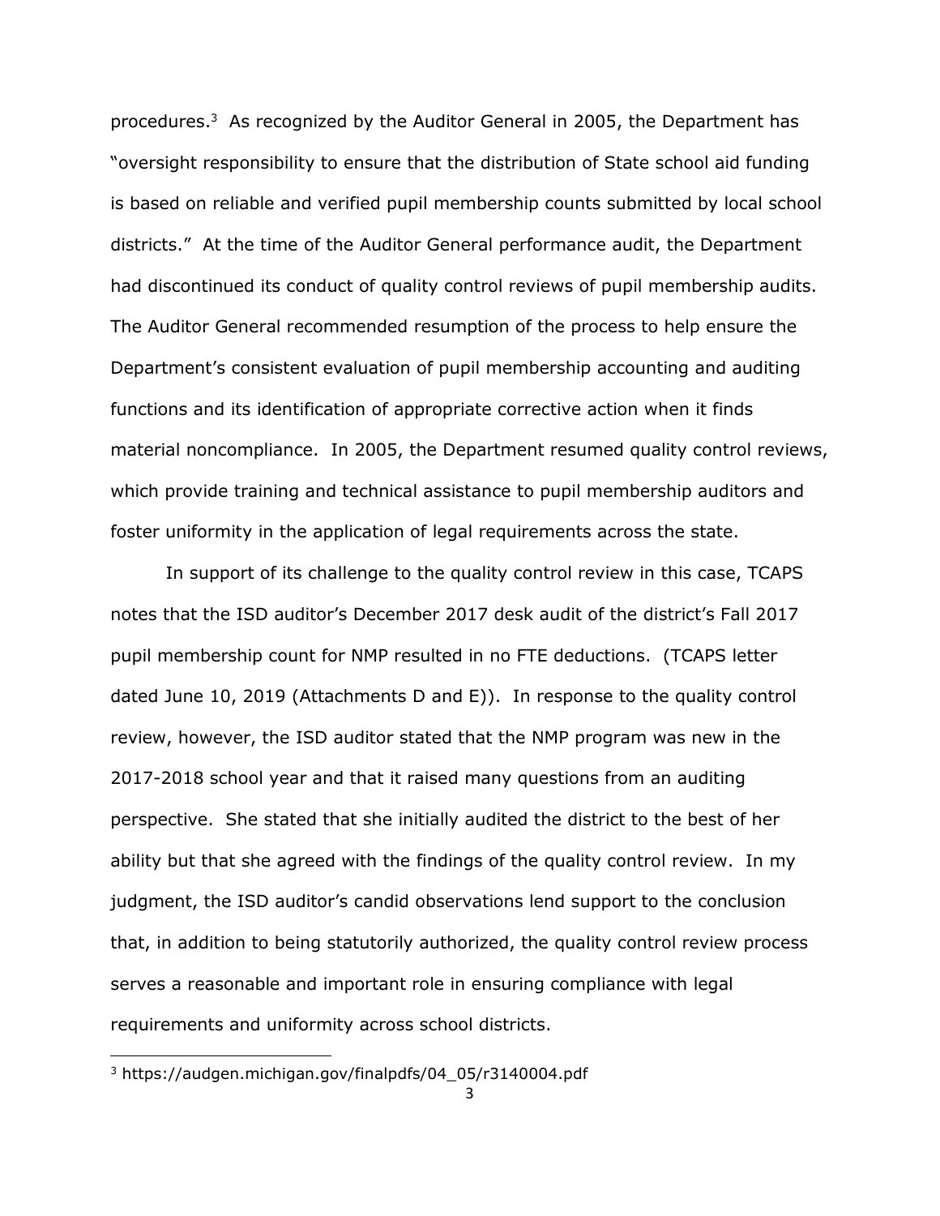procedures.[3] As recognized by the Auditor General in 2005, the Department has "oversight responsibility to ensure that the distribution of State school aid funding is based on reliable and verified pupil membership counts submitted by local school districts." At the time of the Auditor General performance audit, the Department had discontinued its conduct of quality control reviews of pupil membership audits. The Auditor General recommended resumption of the process to help ensure the Department's consistent evaluation of pupil membership accounting and auditing functions and its identification of appropriate corrective action when it finds material noncompliance. In 2005, the Department resumed quality control reviews, which provide training and technical assistance to pupil membership auditors and foster uniformity in the application of legal requirements across the state.

In support of its challenge to the quality control review in this case, TCAPS notes that the ISD auditor's December 2017 desk audit of the district's Fall 2017 pupil membership count for NMP resulted in no FTE deductions. (TCAPS letter dated June 10, 2019 (Attachments D and E)). In response to the quality control review, however, the ISD auditor stated that the NMP program was new in the 2017-2018 school year and that it raised many questions from an auditing perspective. She stated that she initially audited the district to the best of her ability but that she agreed with the findings of the quality control review. In my judgment, the ISD auditor's candid observations lend support to the conclusion that, in addition to being statutorily authorized, the quality control review process serves a reasonable and important role in ensuring compliance with legal requirements and uniformity across school districts.

---

[3] https://audgen.michigan.gov/finalpdfs/04_05/r3140004.pdf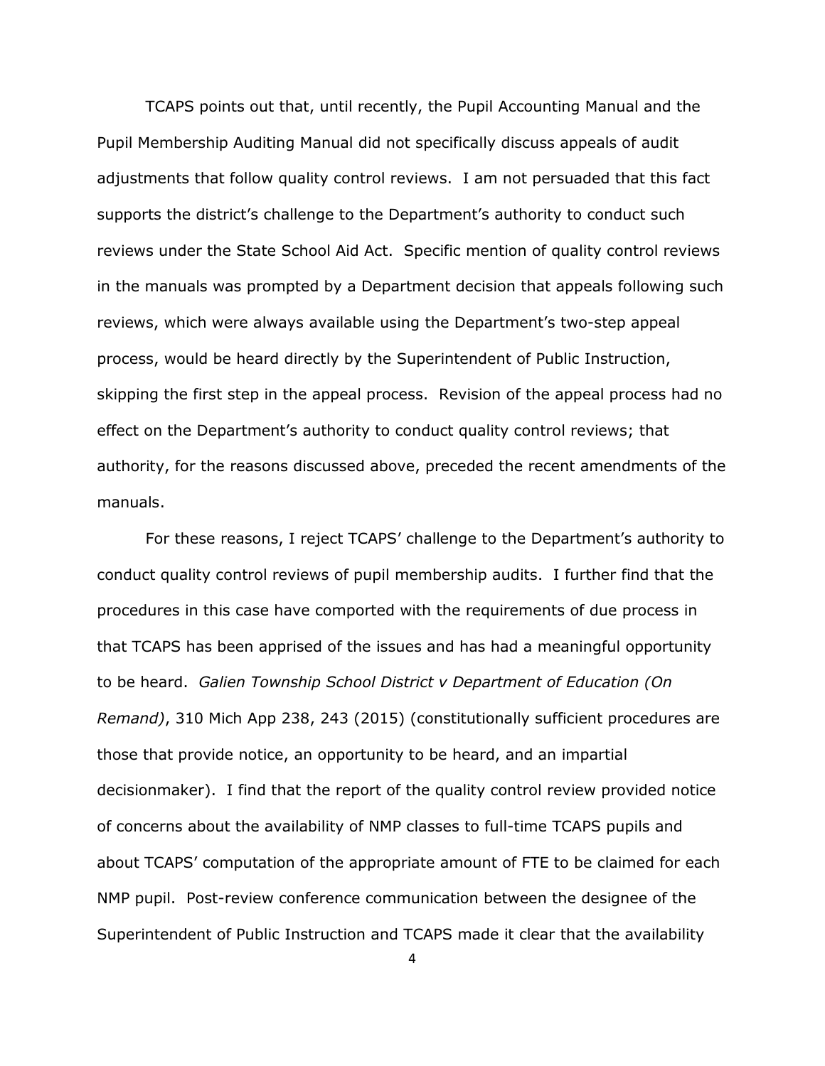TCAPS points out that, until recently, the Pupil Accounting Manual and the Pupil Membership Auditing Manual did not specifically discuss appeals of audit adjustments that follow quality control reviews. I am not persuaded that this fact supports the district's challenge to the Department's authority to conduct such reviews under the State School Aid Act. Specific mention of quality control reviews in the manuals was prompted by a Department decision that appeals following such reviews, which were always available using the Department's two-step appeal process, would be heard directly by the Superintendent of Public Instruction, skipping the first step in the appeal process. Revision of the appeal process had no effect on the Department's authority to conduct quality control reviews; that authority, for the reasons discussed above, preceded the recent amendments of the manuals.

For these reasons, I reject TCAPS' challenge to the Department's authority to conduct quality control reviews of pupil membership audits. I further find that the procedures in this case have comported with the requirements of due process in that TCAPS has been apprised of the issues and has had a meaningful opportunity to be heard. *Galien Township School District v Department of Education (On Remand)*, 310 Mich App 238, 243 (2015) (constitutionally sufficient procedures are those that provide notice, an opportunity to be heard, and an impartial decisionmaker). I find that the report of the quality control review provided notice of concerns about the availability of NMP classes to full-time TCAPS pupils and about TCAPS' computation of the appropriate amount of FTE to be claimed for each NMP pupil. Post-review conference communication between the designee of the Superintendent of Public Instruction and TCAPS made it clear that the availability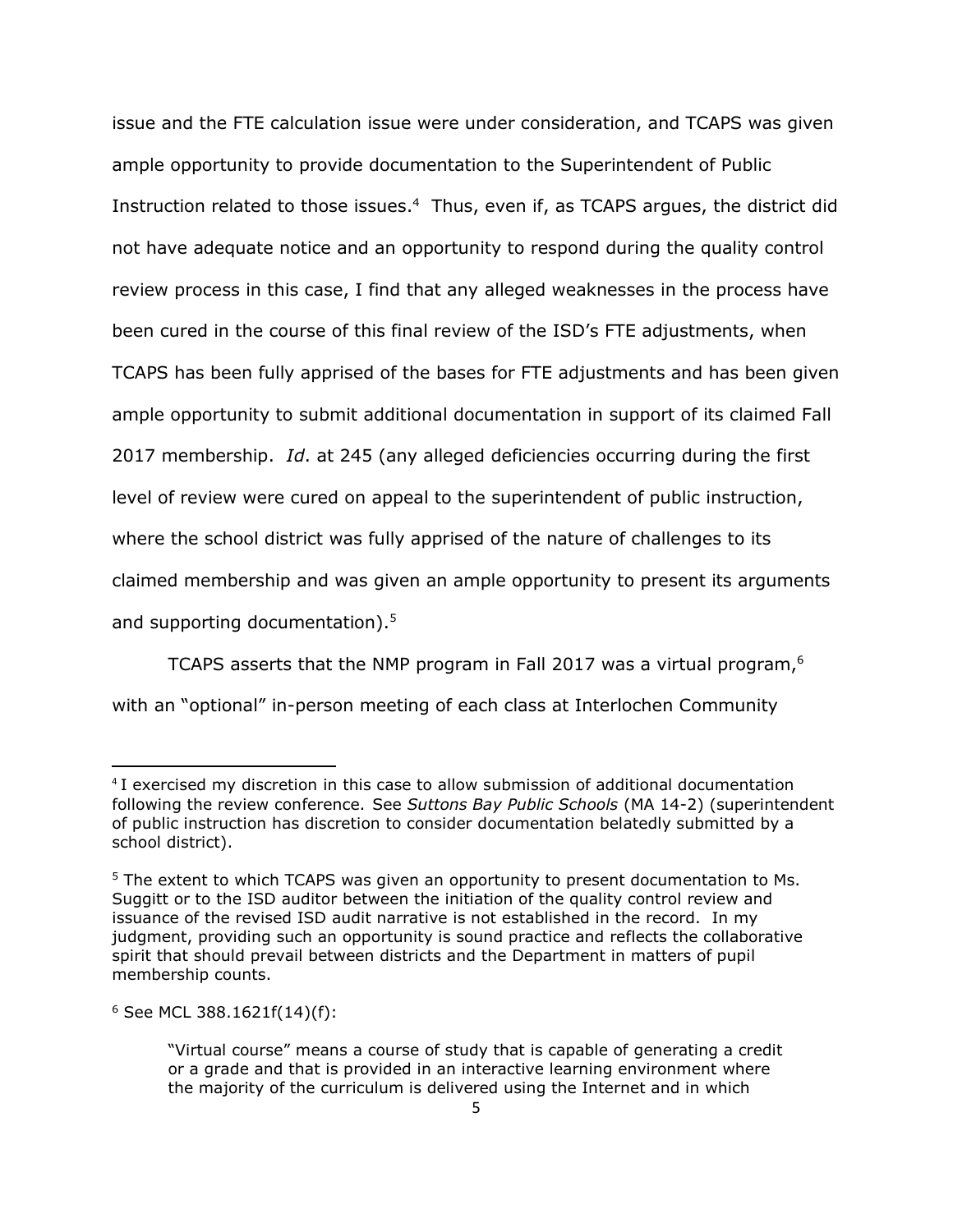issue and the FTE calculation issue were under consideration, and TCAPS was given ample opportunity to provide documentation to the Superintendent of Public Instruction related to those issues.[4] Thus, even if, as TCAPS argues, the district did not have adequate notice and an opportunity to respond during the quality control review process in this case, I find that any alleged weaknesses in the process have been cured in the course of this final review of the ISD's FTE adjustments, when TCAPS has been fully apprised of the bases for FTE adjustments and has been given ample opportunity to submit additional documentation in support of its claimed Fall 2017 membership. *Id*. at 245 (any alleged deficiencies occurring during the first level of review were cured on appeal to the superintendent of public instruction, where the school district was fully apprised of the nature of challenges to its claimed membership and was given an ample opportunity to present its arguments and supporting documentation).[5]

TCAPS asserts that the NMP program in Fall 2017 was a virtual program,[6] with an "optional" in-person meeting of each class at Interlochen Community

---

[4] I exercised my discretion in this case to allow submission of additional documentation following the review conference. See *Suttons Bay Public Schools* (MA 14-2) (superintendent of public instruction has discretion to consider documentation belatedly submitted by a school district).

[5] The extent to which TCAPS was given an opportunity to present documentation to Ms. Suggitt or to the ISD auditor between the initiation of the quality control review and issuance of the revised ISD audit narrative is not established in the record. In my judgment, providing such an opportunity is sound practice and reflects the collaborative spirit that should prevail between districts and the Department in matters of pupil membership counts.

[6] See MCL 388.1621f(14)(f):

> "Virtual course" means a course of study that is capable of generating a credit or a grade and that is provided in an interactive learning environment where the majority of the curriculum is delivered using the Internet and in which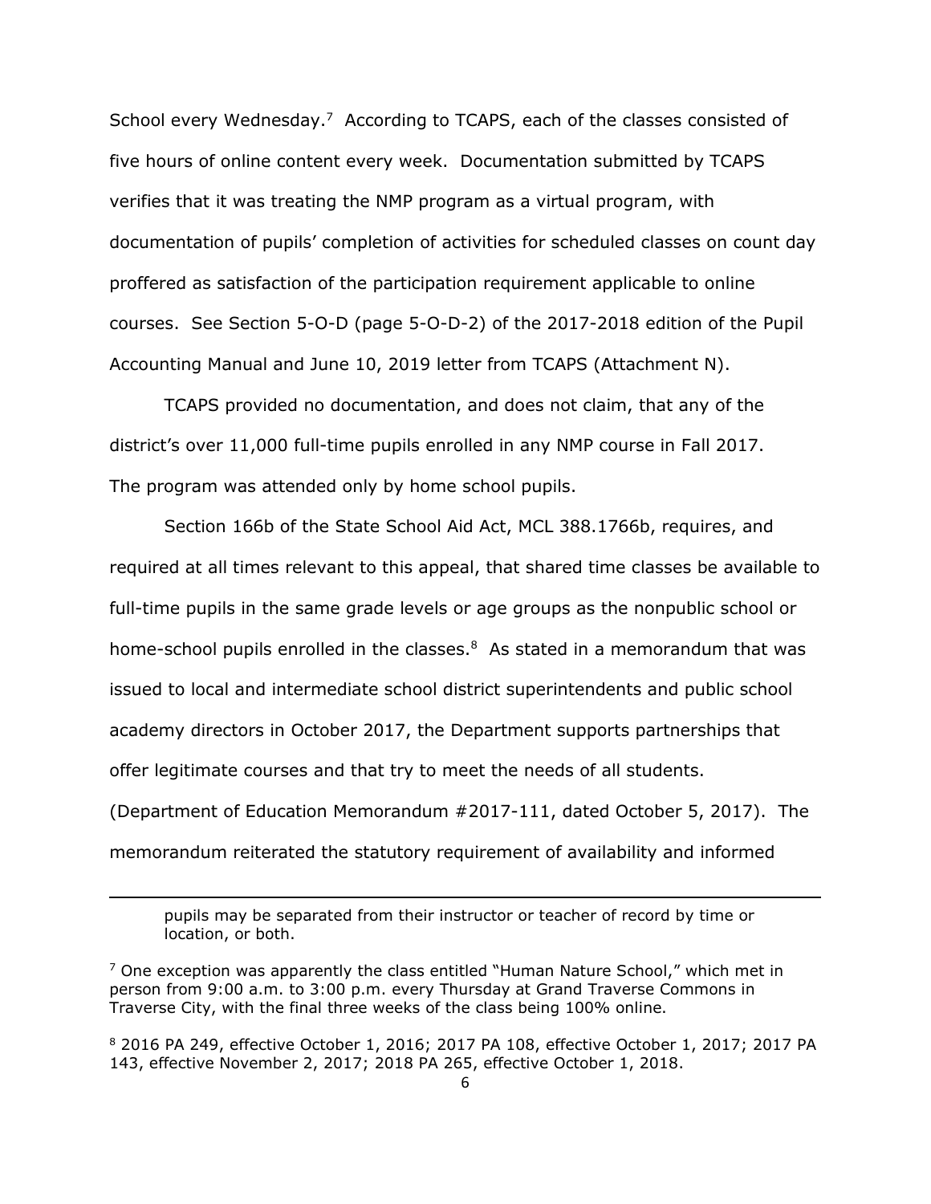School every Wednesday.[7] According to TCAPS, each of the classes consisted of five hours of online content every week. Documentation submitted by TCAPS verifies that it was treating the NMP program as a virtual program, with documentation of pupils' completion of activities for scheduled classes on count day proffered as satisfaction of the participation requirement applicable to online courses. See Section 5-O-D (page 5-O-D-2) of the 2017-2018 edition of the Pupil Accounting Manual and June 10, 2019 letter from TCAPS (Attachment N).

TCAPS provided no documentation, and does not claim, that any of the district's over 11,000 full-time pupils enrolled in any NMP course in Fall 2017. The program was attended only by home school pupils.

Section 166b of the State School Aid Act, MCL 388.1766b, requires, and required at all times relevant to this appeal, that shared time classes be available to full-time pupils in the same grade levels or age groups as the nonpublic school or home-school pupils enrolled in the classes.[8] As stated in a memorandum that was issued to local and intermediate school district superintendents and public school academy directors in October 2017, the Department supports partnerships that offer legitimate courses and that try to meet the needs of all students. (Department of Education Memorandum #2017-111, dated October 5, 2017). The memorandum reiterated the statutory requirement of availability and informed

---

pupils may be separated from their instructor or teacher of record by time or location, or both.

[7] One exception was apparently the class entitled "Human Nature School," which met in person from 9:00 a.m. to 3:00 p.m. every Thursday at Grand Traverse Commons in Traverse City, with the final three weeks of the class being 100% online.

[8] 2016 PA 249, effective October 1, 2016; 2017 PA 108, effective October 1, 2017; 2017 PA 143, effective November 2, 2017; 2018 PA 265, effective October 1, 2018.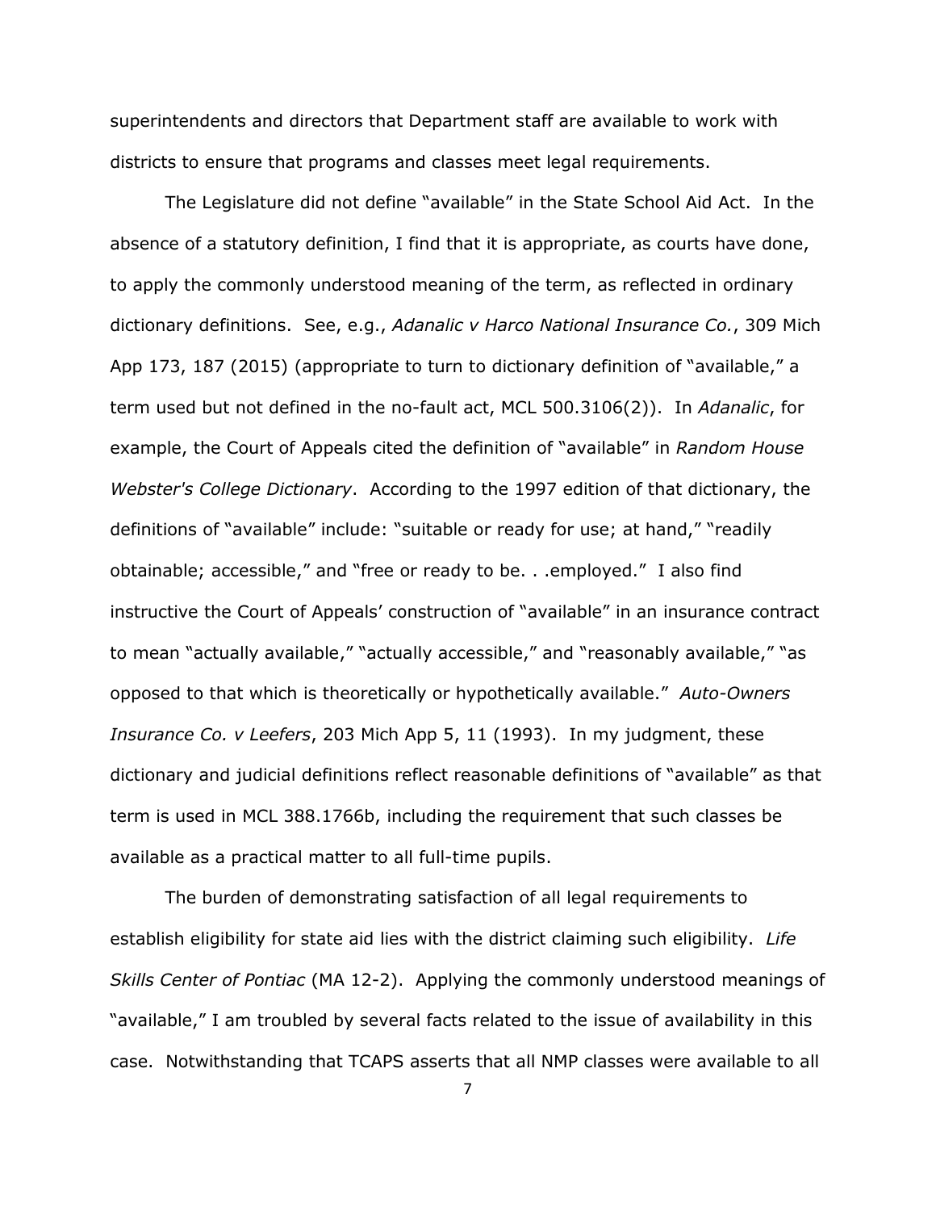superintendents and directors that Department staff are available to work with districts to ensure that programs and classes meet legal requirements.

The Legislature did not define "available" in the State School Aid Act. In the absence of a statutory definition, I find that it is appropriate, as courts have done, to apply the commonly understood meaning of the term, as reflected in ordinary dictionary definitions. See, e.g., *Adanalic v Harco National Insurance Co.*, 309 Mich App 173, 187 (2015) (appropriate to turn to dictionary definition of "available," a term used but not defined in the no-fault act, MCL 500.3106(2)). In *Adanalic*, for example, the Court of Appeals cited the definition of "available" in *Random House Webster's College Dictionary*. According to the 1997 edition of that dictionary, the definitions of "available" include: "suitable or ready for use; at hand," "readily obtainable; accessible," and "free or ready to be. . .employed." I also find instructive the Court of Appeals' construction of "available" in an insurance contract to mean "actually available," "actually accessible," and "reasonably available," "as opposed to that which is theoretically or hypothetically available." *Auto-Owners Insurance Co. v Leefers*, 203 Mich App 5, 11 (1993). In my judgment, these dictionary and judicial definitions reflect reasonable definitions of "available" as that term is used in MCL 388.1766b, including the requirement that such classes be available as a practical matter to all full-time pupils.

The burden of demonstrating satisfaction of all legal requirements to establish eligibility for state aid lies with the district claiming such eligibility. *Life Skills Center of Pontiac* (MA 12-2). Applying the commonly understood meanings of "available," I am troubled by several facts related to the issue of availability in this case. Notwithstanding that TCAPS asserts that all NMP classes were available to all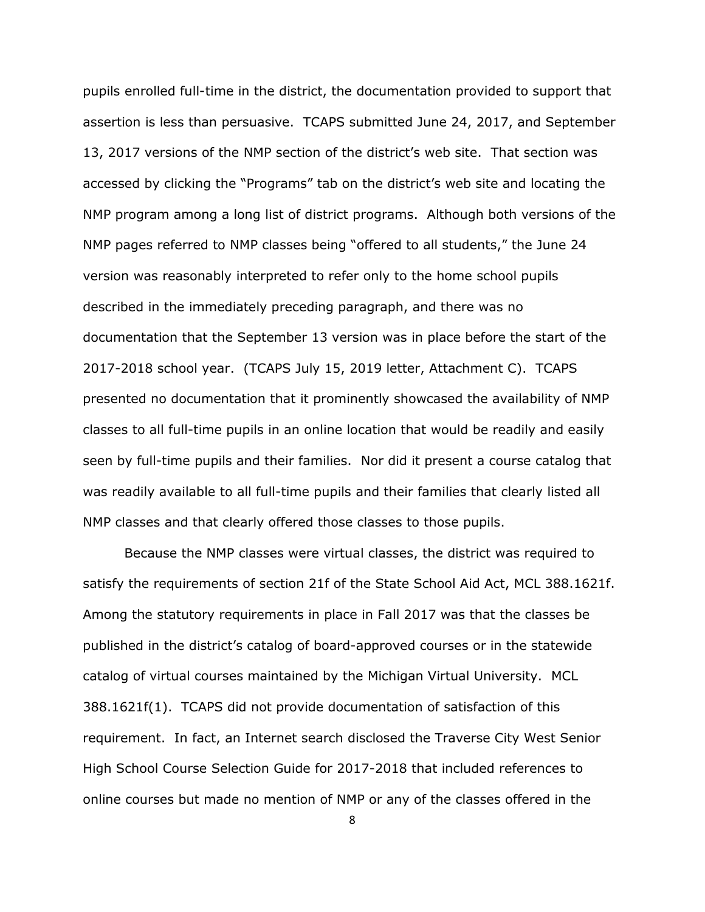pupils enrolled full-time in the district, the documentation provided to support that assertion is less than persuasive. TCAPS submitted June 24, 2017, and September 13, 2017 versions of the NMP section of the district's web site. That section was accessed by clicking the "Programs" tab on the district's web site and locating the NMP program among a long list of district programs. Although both versions of the NMP pages referred to NMP classes being "offered to all students," the June 24 version was reasonably interpreted to refer only to the home school pupils described in the immediately preceding paragraph, and there was no documentation that the September 13 version was in place before the start of the 2017-2018 school year. (TCAPS July 15, 2019 letter, Attachment C). TCAPS presented no documentation that it prominently showcased the availability of NMP classes to all full-time pupils in an online location that would be readily and easily seen by full-time pupils and their families. Nor did it present a course catalog that was readily available to all full-time pupils and their families that clearly listed all NMP classes and that clearly offered those classes to those pupils.

Because the NMP classes were virtual classes, the district was required to satisfy the requirements of section 21f of the State School Aid Act, MCL 388.1621f. Among the statutory requirements in place in Fall 2017 was that the classes be published in the district's catalog of board-approved courses or in the statewide catalog of virtual courses maintained by the Michigan Virtual University. MCL 388.1621f(1). TCAPS did not provide documentation of satisfaction of this requirement. In fact, an Internet search disclosed the Traverse City West Senior High School Course Selection Guide for 2017-2018 that included references to online courses but made no mention of NMP or any of the classes offered in the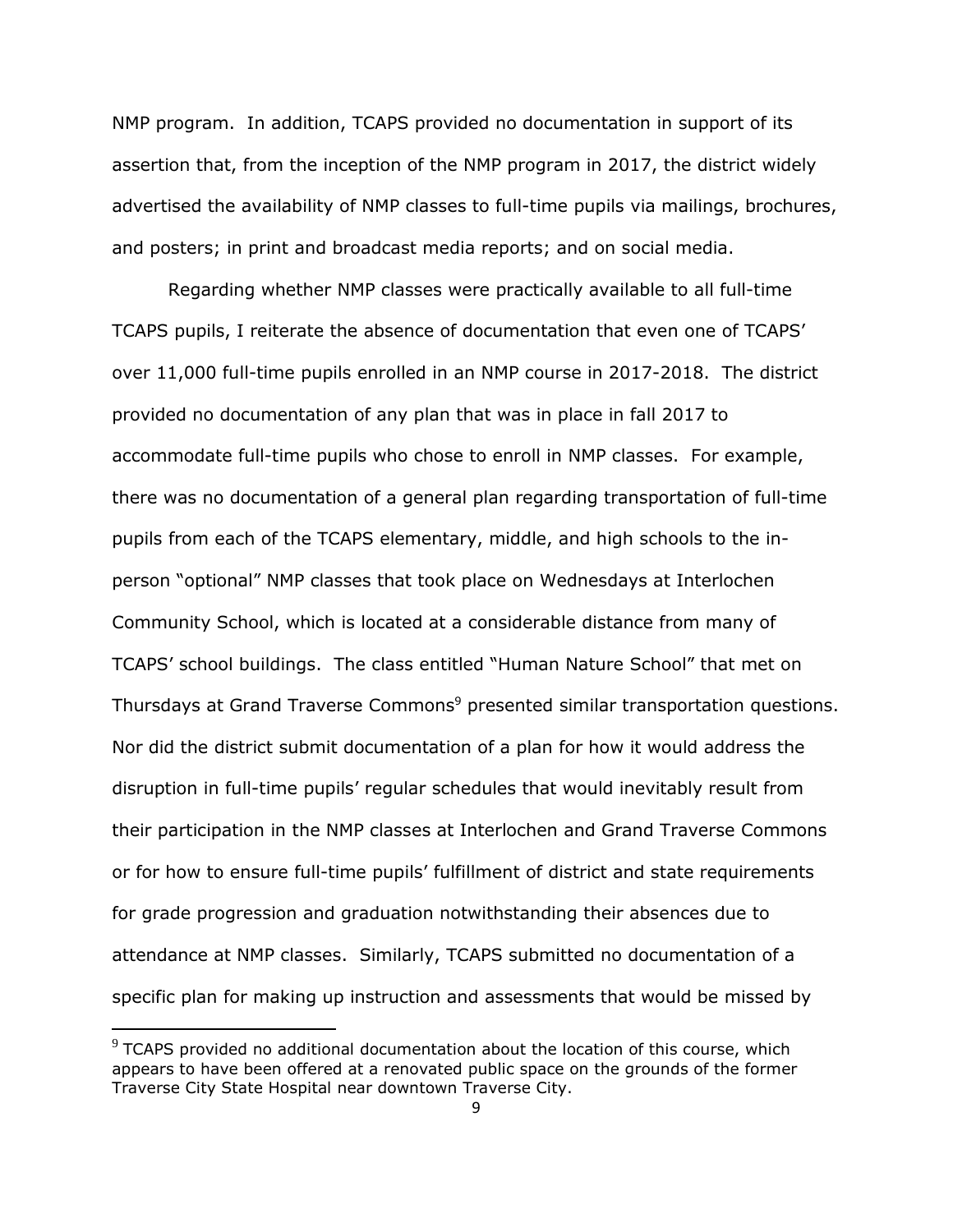NMP program. In addition, TCAPS provided no documentation in support of its assertion that, from the inception of the NMP program in 2017, the district widely advertised the availability of NMP classes to full-time pupils via mailings, brochures, and posters; in print and broadcast media reports; and on social media.

Regarding whether NMP classes were practically available to all full-time TCAPS pupils, I reiterate the absence of documentation that even one of TCAPS' over 11,000 full-time pupils enrolled in an NMP course in 2017-2018. The district provided no documentation of any plan that was in place in fall 2017 to accommodate full-time pupils who chose to enroll in NMP classes. For example, there was no documentation of a general plan regarding transportation of full-time pupils from each of the TCAPS elementary, middle, and high schools to the in-person "optional" NMP classes that took place on Wednesdays at Interlochen Community School, which is located at a considerable distance from many of TCAPS' school buildings. The class entitled "Human Nature School" that met on Thursdays at Grand Traverse Commons[9] presented similar transportation questions. Nor did the district submit documentation of a plan for how it would address the disruption in full-time pupils' regular schedules that would inevitably result from their participation in the NMP classes at Interlochen and Grand Traverse Commons or for how to ensure full-time pupils' fulfillment of district and state requirements for grade progression and graduation notwithstanding their absences due to attendance at NMP classes. Similarly, TCAPS submitted no documentation of a specific plan for making up instruction and assessments that would be missed by

[9] TCAPS provided no additional documentation about the location of this course, which appears to have been offered at a renovated public space on the grounds of the former Traverse City State Hospital near downtown Traverse City.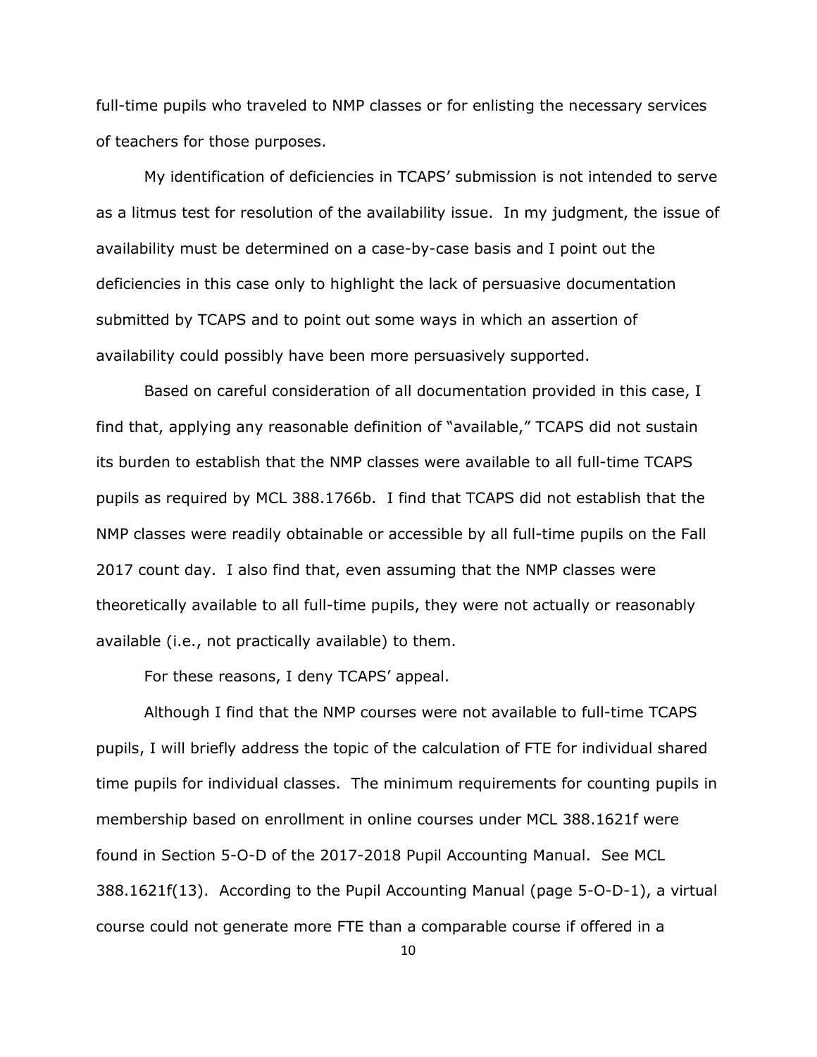full-time pupils who traveled to NMP classes or for enlisting the necessary services of teachers for those purposes.

My identification of deficiencies in TCAPS' submission is not intended to serve as a litmus test for resolution of the availability issue. In my judgment, the issue of availability must be determined on a case-by-case basis and I point out the deficiencies in this case only to highlight the lack of persuasive documentation submitted by TCAPS and to point out some ways in which an assertion of availability could possibly have been more persuasively supported.

Based on careful consideration of all documentation provided in this case, I find that, applying any reasonable definition of "available," TCAPS did not sustain its burden to establish that the NMP classes were available to all full-time TCAPS pupils as required by MCL 388.1766b. I find that TCAPS did not establish that the NMP classes were readily obtainable or accessible by all full-time pupils on the Fall 2017 count day. I also find that, even assuming that the NMP classes were theoretically available to all full-time pupils, they were not actually or reasonably available (i.e., not practically available) to them.

For these reasons, I deny TCAPS' appeal.

Although I find that the NMP courses were not available to full-time TCAPS pupils, I will briefly address the topic of the calculation of FTE for individual shared time pupils for individual classes. The minimum requirements for counting pupils in membership based on enrollment in online courses under MCL 388.1621f were found in Section 5-O-D of the 2017-2018 Pupil Accounting Manual. See MCL 388.1621f(13). According to the Pupil Accounting Manual (page 5-O-D-1), a virtual course could not generate more FTE than a comparable course if offered in a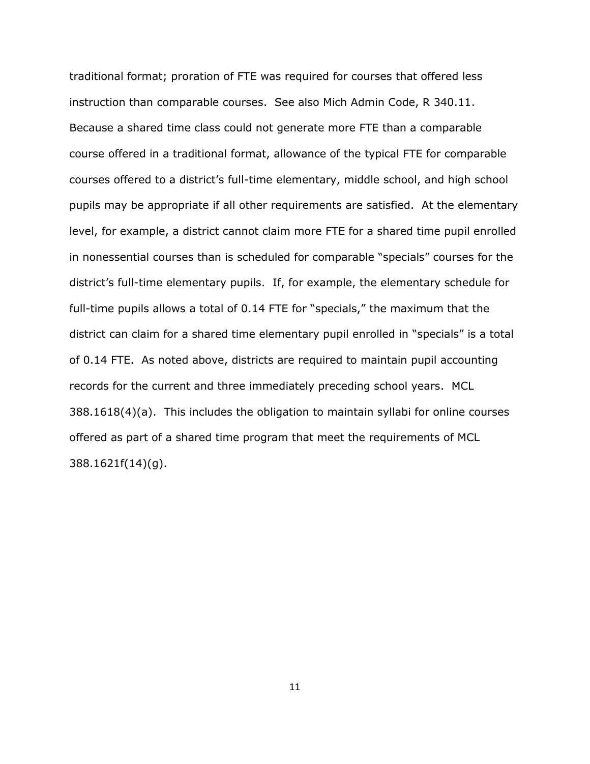traditional format; proration of FTE was required for courses that offered less instruction than comparable courses. See also Mich Admin Code, R 340.11. Because a shared time class could not generate more FTE than a comparable course offered in a traditional format, allowance of the typical FTE for comparable courses offered to a district's full-time elementary, middle school, and high school pupils may be appropriate if all other requirements are satisfied. At the elementary level, for example, a district cannot claim more FTE for a shared time pupil enrolled in nonessential courses than is scheduled for comparable "specials" courses for the district's full-time elementary pupils. If, for example, the elementary schedule for full-time pupils allows a total of 0.14 FTE for "specials," the maximum that the district can claim for a shared time elementary pupil enrolled in "specials" is a total of 0.14 FTE. As noted above, districts are required to maintain pupil accounting records for the current and three immediately preceding school years. MCL 388.1618(4)(a). This includes the obligation to maintain syllabi for online courses offered as part of a shared time program that meet the requirements of MCL 388.1621f(14)(g).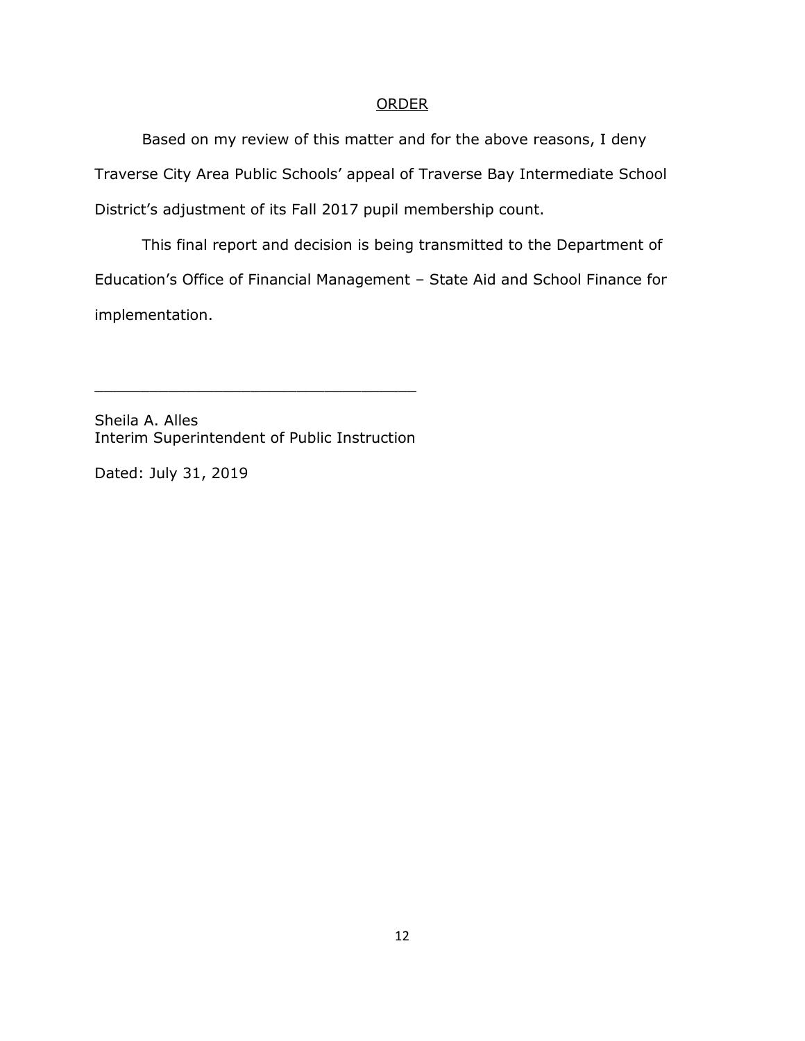## ORDER

Based on my review of this matter and for the above reasons, I deny Traverse City Area Public Schools' appeal of Traverse Bay Intermediate School District's adjustment of its Fall 2017 pupil membership count.

This final report and decision is being transmitted to the Department of Education's Office of Financial Management – State Aid and School Finance for implementation.

___________________________________

Sheila A. Alles
Interim Superintendent of Public Instruction

Dated: July 31, 2019